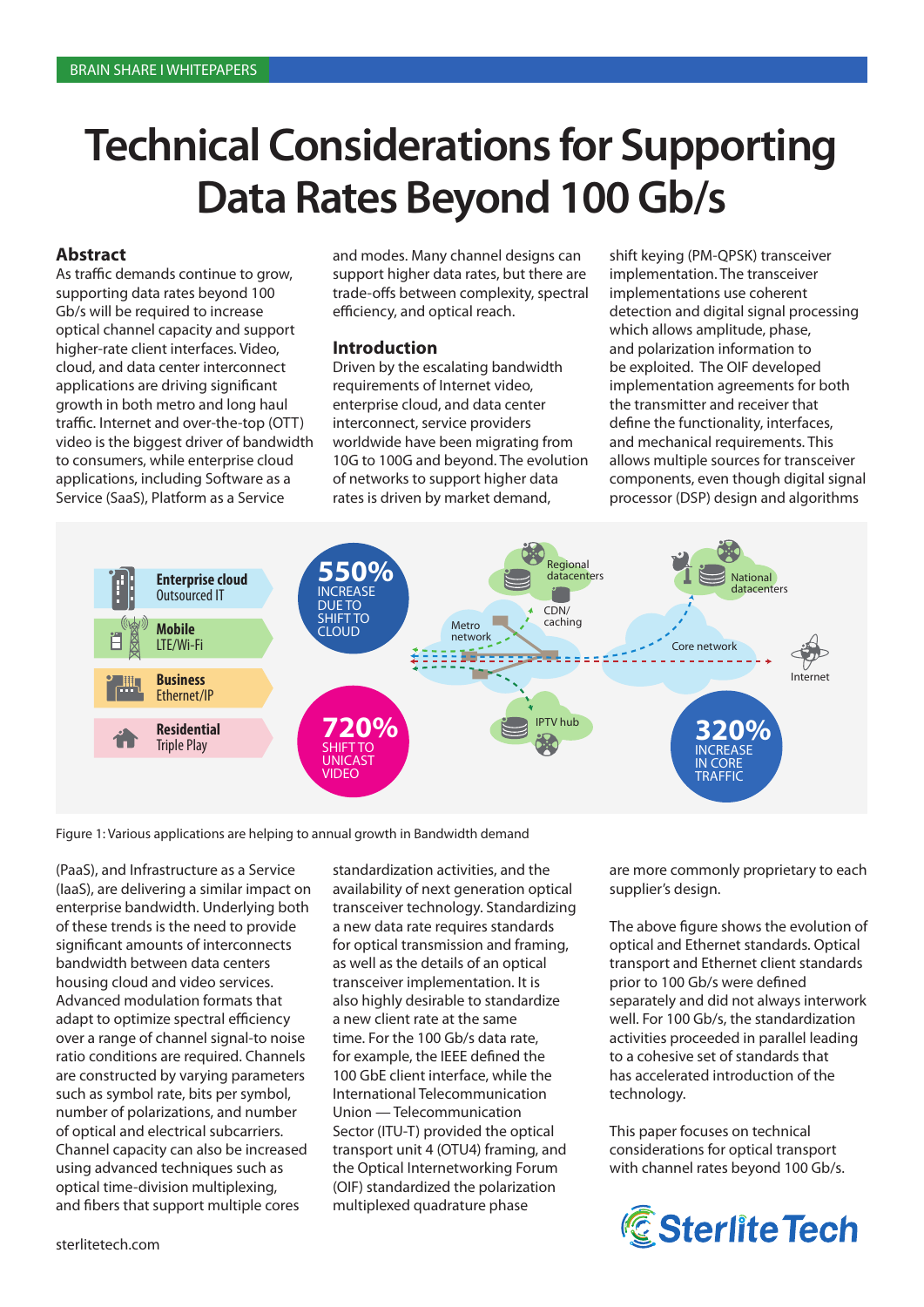# Technical Considerations for Supporting Data Rates Beyond 100 Gb/s

## Abstract

As traffic demands continue to grow, supporting data rates beyond 100 Gb/s will be required to increase optical channel capacity and support higher-rate client interfaces. Video, cloud, and data center interconnect applications are driving significant growth in both metro and long haul traffic. Internet and over-the-top (OTT) video is the biggest driver of bandwidth to consumers, while enterprise cloud applications, including Software as a Service (SaaS), Platform as a Service (PaaS), and Infrastructure as a Service (IaaS), are delivering a similar impact on enterprise bandwidth. Underlying both of these trends is the need to provide significant amounts of interconnects bandwidth between data centers housing cloud and video services. Advanced modulation formats that adapt to optimize spectral efficiency over a range of channel signal-to noise ratio conditions are required. Channels are constructed by varying parameters such as symbol rate, bits per symbol, number of polarizations, and number of optical and electrical subcarriers. Channel capacity can also be increased using advanced techniques such as optical time-division multiplexing, and fibers that support multiple cores and modes. Many channel designs can support higher data rates, but there are trade-offs between complexity, spectral efficiency, and optical reach.

## Introduction

Driven by the escalating bandwidth requirements of Internet video, enterprise cloud, and data center interconnect, service providers worldwide have been migrating from 10G to 100G and beyond. The evolution of networks to support higher data rates is driven by market demand, standardization activities, and the availability of next generation optical transceiver technology. Standardizing a new data rate requires standards for optical transmission and framing, as well as the details of an optical transceiver implementation. It is also highly desirable to standardize a new client rate at the same time. For the 100 Gb/s data rate, for example, the IEEE defined the 100 GbE client interface, while the International Telecommunication Union — Telecommunication Sector (ITU-T) provided the optical transport unit 4 (OTU4) framing, and the Optical Internetworking Forum (OIF) standardized the polarization multiplexed quadrature phase shift keying (PM-QPSK) transceiver implementation. The transceiver implementations use coherent detection and digital signal processing which allows amplitude, phase, and polarization information to be exploited. The OIF developed implementation agreements for both the transmitter and receiver that define the functionality, interfaces, and mechanical requirements. This allows multiple sources for transceiver components, even though digital signal processor (DSP) design and algorithms are more commonly proprietary to each supplier's design.

Figure 1: Various applications are helping to annual growth in Bandwidth demand

The above figure shows the evolution of optical and Ethernet standards. Optical transport and Ethernet client standards prior to 100 Gb/s were defined separately and did not always interwork well. For 100 Gb/s, the standardization activities proceeded in parallel leading to a cohesive set of standards that has accelerated introduction of the technology.

This paper focuses on technical considerations for optical transport with channel rates beyond 100 Gb/s.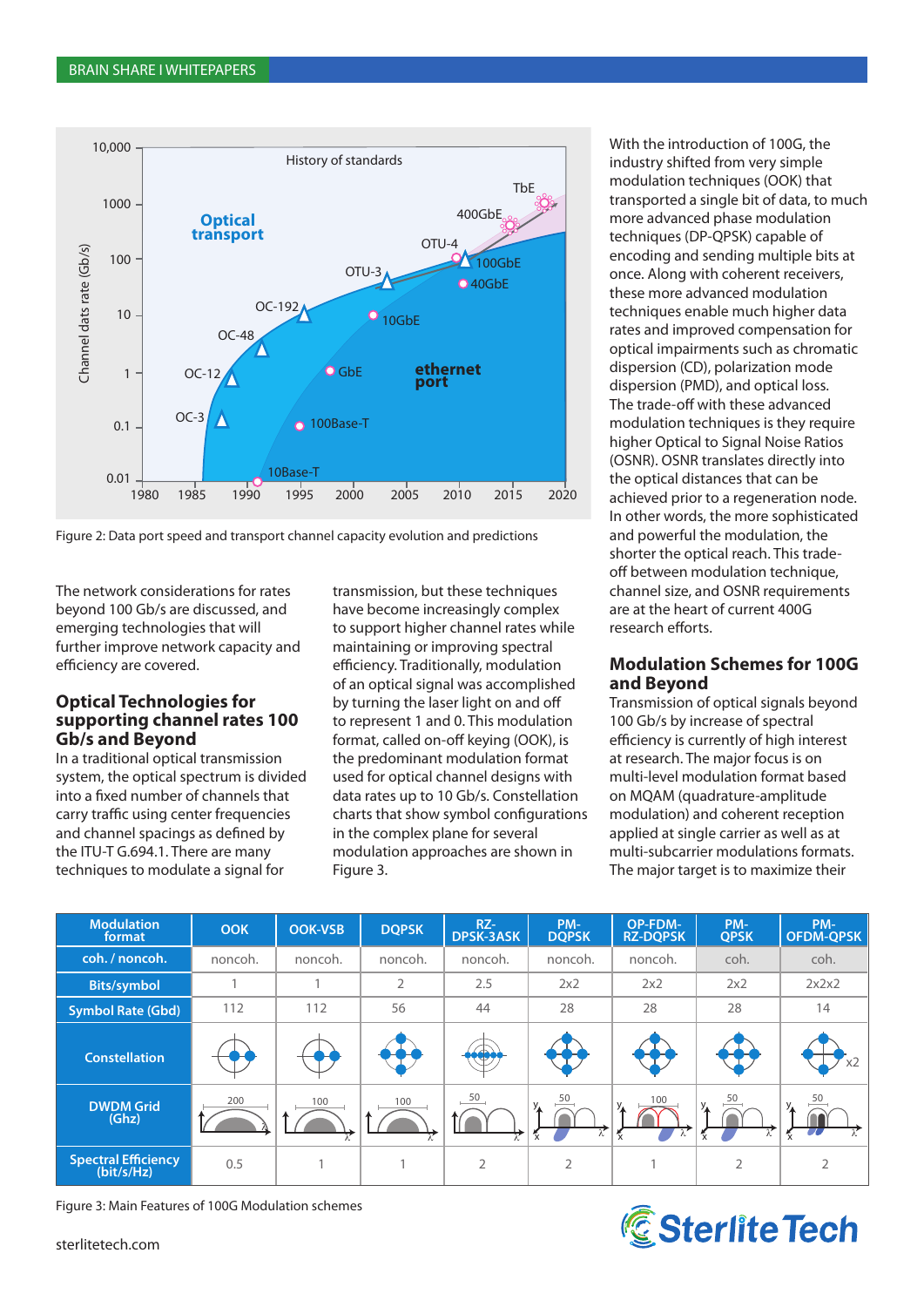Figure 2: Data port speed and transport channel capacity evolution and predictions

The network considerations for rates beyond 100 Gb/s are discussed, and emerging technologies that will further improve network capacity and efficiency are covered.

## Optical Technologies for supporting channel rates 100 Gb/s and Beyond

In a traditional optical transmission system, the optical spectrum is divided into a fixed number of channels that carry traffic using center frequencies and channel spacings as defined by the ITU-T G.694.1. There are many techniques to modulate a signal for transmission, but these techniques have become increasingly complex to support higher channel rates while maintaining or improving spectral efficiency. Traditionally, modulation of an optical signal was accomplished by turning the laser light on and off to represent 1 and 0. This modulation format, called on-off keying (OOK), is the predominant modulation format used for optical channel designs with data rates up to 10 Gb/s. Constellation charts that show symbol configurations in the complex plane for several modulation approaches are shown in Figure 3.

With the introduction of 100G, the industry shifted from very simple modulation techniques (OOK) that transported a single bit of data, to much more advanced phase modulation techniques (DP-QPSK) capable of encoding and sending multiple bits at once. Along with coherent receivers, these more advanced modulation techniques enable much higher data rates and improved compensation for optical impairments such as chromatic dispersion (CD), polarization mode dispersion (PMD), and optical loss. The trade-off with these advanced modulation techniques is they require higher Optical to Signal Noise Ratios (OSNR). OSNR translates directly into the optical distances that can be achieved prior to a regeneration node. In other words, the more sophisticated and powerful the modulation, the shorter the optical reach. This trade-off between modulation technique, channel size, and OSNR requirements are at the heart of current 400G research efforts.

## Modulation Schemes for 100G and Beyond

Transmission of optical signals beyond 100 Gb/s by increase of spectral efficiency is currently of high interest at research. The major focus is on multi-level modulation format based on MQAM (quadrature-amplitude modulation) and coherent reception applied at single carrier as well as at multi-subcarrier modulations formats. The major target is to maximize their

| Modulation format | OOK | OOK-VSB | DQPSK | RZ-DPSK-3ASK | PM-DQPSK | OP-FDM-RZ-DQPSK | PM-QPSK | PM-OFDM-QPSK |
|---|---|---|---|---|---|---|---|---|
| coh. / noncoh. | noncoh. | noncoh. | noncoh. | noncoh. | noncoh. | noncoh. | coh. | coh. |
| Bits/symbol | 1 | 1 | 2 | 2.5 | 2x2 | 2x2 | 2x2 | 2x2x2 |
| Symbol Rate (Gbd) | 112 | 112 | 56 | 44 | 28 | 28 | 28 | 14 |
| Constellation | | | | | | | | x2 |
| DWDM Grid (Ghz) | 200 | 100 | 100 | 50 | 50 | 100 | 50 | 50 |
| Spectral Efficiency (bit/s/Hz) | 0.5 | 1 | 1 | 2 | 2 | 1 | 2 | 2 |

Figure 3: Main Features of 100G Modulation schemes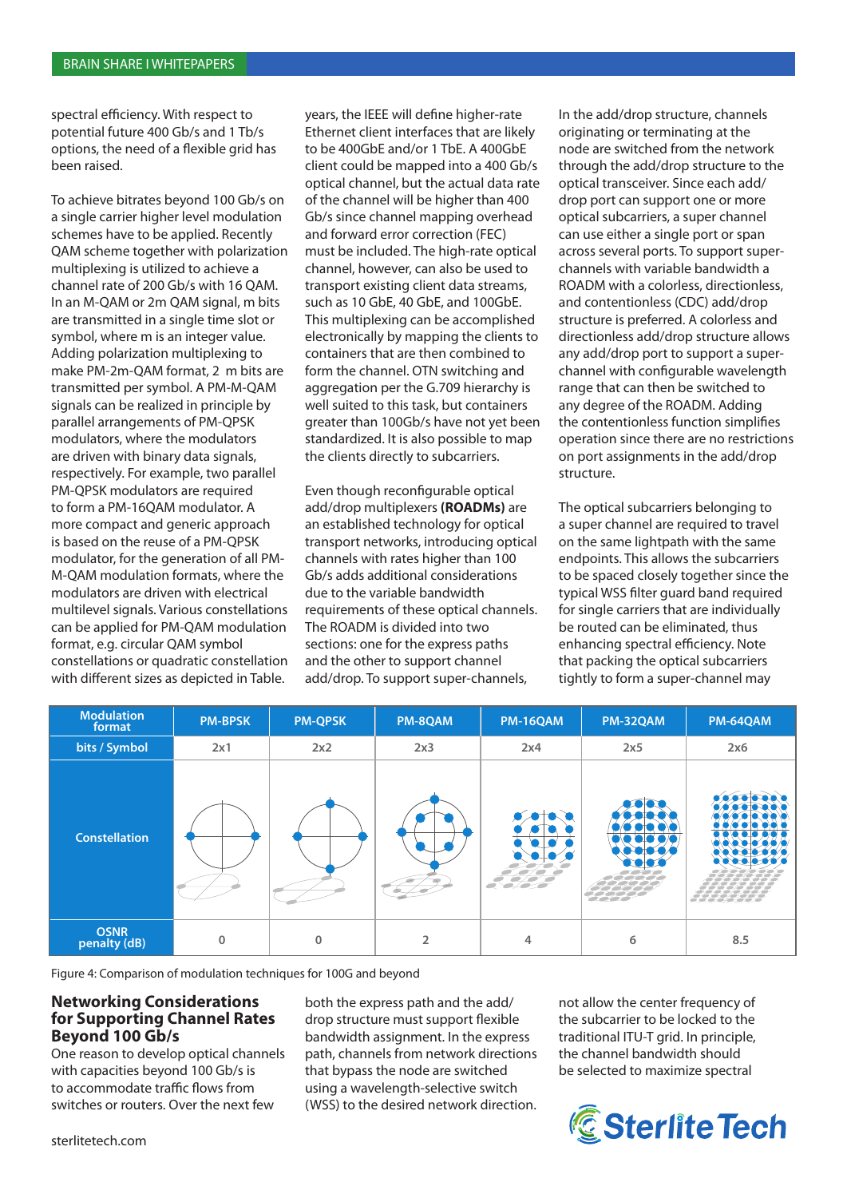spectral efficiency. With respect to potential future 400 Gb/s and 1 Tb/s options, the need of a flexible grid has been raised.

To achieve bitrates beyond 100 Gb/s on a single carrier higher level modulation schemes have to be applied. Recently QAM scheme together with polarization multiplexing is utilized to achieve a channel rate of 200 Gb/s with 16 QAM. In an M-QAM or 2m QAM signal, m bits are transmitted in a single time slot or symbol, where m is an integer value. Adding polarization multiplexing to make PM-2m-QAM format, 2 m bits are transmitted per symbol. A PM-M-QAM signals can be realized in principle by parallel arrangements of PM-QPSK modulators, where the modulators are driven with binary data signals, respectively. For example, two parallel PM-QPSK modulators are required to form a PM-16QAM modulator. A more compact and generic approach is based on the reuse of a PM-QPSK modulator, for the generation of all PM-M-QAM modulation formats, where the modulators are driven with electrical multilevel signals. Various constellations can be applied for PM-QAM modulation format, e.g. circular QAM symbol constellations or quadratic constellation with different sizes as depicted in Table.

years, the IEEE will define higher-rate Ethernet client interfaces that are likely to be 400GbE and/or 1 TbE. A 400GbE client could be mapped into a 400 Gb/s optical channel, but the actual data rate of the channel will be higher than 400 Gb/s since channel mapping overhead and forward error correction (FEC) must be included. The high-rate optical channel, however, can also be used to transport existing client data streams, such as 10 GbE, 40 GbE, and 100GbE. This multiplexing can be accomplished electronically by mapping the clients to containers that are then combined to form the channel. OTN switching and aggregation per the G.709 hierarchy is well suited to this task, but containers greater than 100Gb/s have not yet been standardized. It is also possible to map the clients directly to subcarriers.

Even though reconfigurable optical add/drop multiplexers **(ROADMs)** are an established technology for optical transport networks, introducing optical channels with rates higher than 100 Gb/s adds additional considerations due to the variable bandwidth requirements of these optical channels. The ROADM is divided into two sections: one for the express paths and the other to support channel add/drop. To support super-channels, both the express path and the add/drop structure must support flexible bandwidth assignment. In the express path, channels from network directions that bypass the node are switched using a wavelength-selective switch (WSS) to the desired network direction.

In the add/drop structure, channels originating or terminating at the node are switched from the network through the add/drop structure to the optical transceiver. Since each add/drop port can support one or more optical subcarriers, a super channel can use either a single port or span across several ports. To support super-channels with variable bandwidth a ROADM with a colorless, directionless, and contentionless (CDC) add/drop structure is preferred. A colorless and directionless add/drop structure allows any add/drop port to support a super-channel with configurable wavelength range that can then be switched to any degree of the ROADM. Adding the contentionless function simplifies operation since there are no restrictions on port assignments in the add/drop structure.

The optical subcarriers belonging to a super channel are required to travel on the same lightpath with the same endpoints. This allows the subcarriers to be spaced closely together since the typical WSS filter guard band required for single carriers that are individually be routed can be eliminated, thus enhancing spectral efficiency. Note that packing the optical subcarriers tightly to form a super-channel may not allow the center frequency of the subcarrier to be locked to the traditional ITU-T grid. In principle, the channel bandwidth should be selected to maximize spectral

| Modulation format | PM-BPSK | PM-QPSK | PM-8QAM | PM-16QAM | PM-32QAM | PM-64QAM |
|---|---|---|---|---|---|---|
| bits / Symbol | 2x1 | 2x2 | 2x3 | 2x4 | 2x5 | 2x6 |
| Constellation | | | | | | |
| OSNR penalty (dB) | 0 | 0 | 2 | 4 | 6 | 8.5 |

Figure 4: Comparison of modulation techniques for 100G and beyond

## Networking Considerations for Supporting Channel Rates Beyond 100 Gb/s

One reason to develop optical channels with capacities beyond 100 Gb/s is to accommodate traffic flows from switches or routers. Over the next few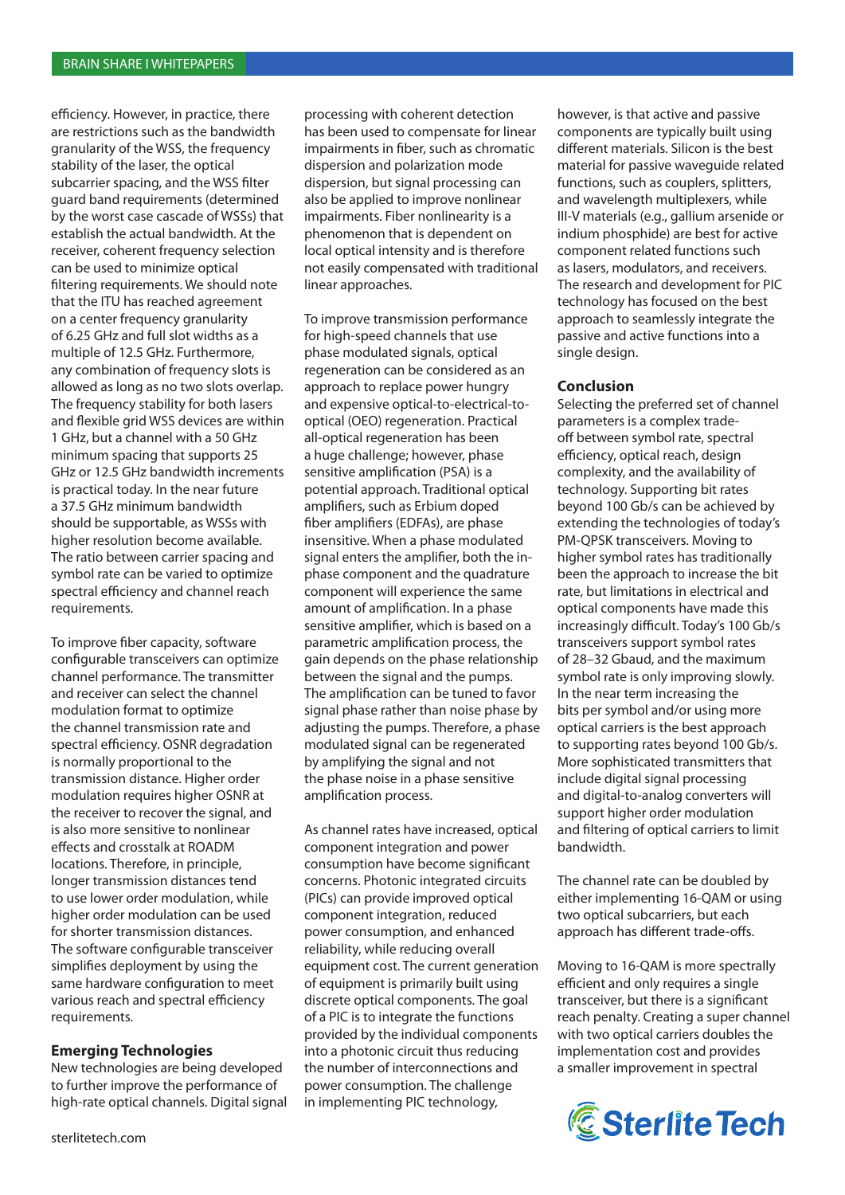efficiency. However, in practice, there are restrictions such as the bandwidth granularity of the WSS, the frequency stability of the laser, the optical subcarrier spacing, and the WSS filter guard band requirements (determined by the worst case cascade of WSSs) that establish the actual bandwidth. At the receiver, coherent frequency selection can be used to minimize optical filtering requirements. We should note that the ITU has reached agreement on a center frequency granularity of 6.25 GHz and full slot widths as a multiple of 12.5 GHz. Furthermore, any combination of frequency slots is allowed as long as no two slots overlap. The frequency stability for both lasers and flexible grid WSS devices are within 1 GHz, but a channel with a 50 GHz minimum spacing that supports 25 GHz or 12.5 GHz bandwidth increments is practical today. In the near future a 37.5 GHz minimum bandwidth should be supportable, as WSSs with higher resolution become available. The ratio between carrier spacing and symbol rate can be varied to optimize spectral efficiency and channel reach requirements.

To improve fiber capacity, software configurable transceivers can optimize channel performance. The transmitter and receiver can select the channel modulation format to optimize the channel transmission rate and spectral efficiency. OSNR degradation is normally proportional to the transmission distance. Higher order modulation requires higher OSNR at the receiver to recover the signal, and is also more sensitive to nonlinear effects and crosstalk at ROADM locations. Therefore, in principle, longer transmission distances tend to use lower order modulation, while higher order modulation can be used for shorter transmission distances. The software configurable transceiver simplifies deployment by using the same hardware configuration to meet various reach and spectral efficiency requirements.

## Emerging Technologies

New technologies are being developed to further improve the performance of high-rate optical channels. Digital signal processing with coherent detection has been used to compensate for linear impairments in fiber, such as chromatic dispersion and polarization mode dispersion, but signal processing can also be applied to improve nonlinear impairments. Fiber nonlinearity is a phenomenon that is dependent on local optical intensity and is therefore not easily compensated with traditional linear approaches.

To improve transmission performance for high-speed channels that use phase modulated signals, optical regeneration can be considered as an approach to replace power hungry and expensive optical-to-electrical-to-optical (OEO) regeneration. Practical all-optical regeneration has been a huge challenge; however, phase sensitive amplification (PSA) is a potential approach. Traditional optical amplifiers, such as Erbium doped fiber amplifiers (EDFAs), are phase insensitive. When a phase modulated signal enters the amplifier, both the in-phase component and the quadrature component will experience the same amount of amplification. In a phase sensitive amplifier, which is based on a parametric amplification process, the gain depends on the phase relationship between the signal and the pumps. The amplification can be tuned to favor signal phase rather than noise phase by adjusting the pumps. Therefore, a phase modulated signal can be regenerated by amplifying the signal and not the phase noise in a phase sensitive amplification process.

As channel rates have increased, optical component integration and power consumption have become significant concerns. Photonic integrated circuits (PICs) can provide improved optical component integration, reduced power consumption, and enhanced reliability, while reducing overall equipment cost. The current generation of equipment is primarily built using discrete optical components. The goal of a PIC is to integrate the functions provided by the individual components into a photonic circuit thus reducing the number of interconnections and power consumption. The challenge in implementing PIC technology, however, is that active and passive components are typically built using different materials. Silicon is the best material for passive waveguide related functions, such as couplers, splitters, and wavelength multiplexers, while III-V materials (e.g., gallium arsenide or indium phosphide) are best for active component related functions such as lasers, modulators, and receivers. The research and development for PIC technology has focused on the best approach to seamlessly integrate the passive and active functions into a single design.

## Conclusion

Selecting the preferred set of channel parameters is a complex trade-off between symbol rate, spectral efficiency, optical reach, design complexity, and the availability of technology. Supporting bit rates beyond 100 Gb/s can be achieved by extending the technologies of today's PM-QPSK transceivers. Moving to higher symbol rates has traditionally been the approach to increase the bit rate, but limitations in electrical and optical components have made this increasingly difficult. Today's 100 Gb/s transceivers support symbol rates of 28–32 Gbaud, and the maximum symbol rate is only improving slowly. In the near term increasing the bits per symbol and/or using more optical carriers is the best approach to supporting rates beyond 100 Gb/s. More sophisticated transmitters that include digital signal processing and digital-to-analog converters will support higher order modulation and filtering of optical carriers to limit bandwidth.

The channel rate can be doubled by either implementing 16-QAM or using two optical subcarriers, but each approach has different trade-offs.

Moving to 16-QAM is more spectrally efficient and only requires a single transceiver, but there is a significant reach penalty. Creating a super channel with two optical carriers doubles the implementation cost and provides a smaller improvement in spectral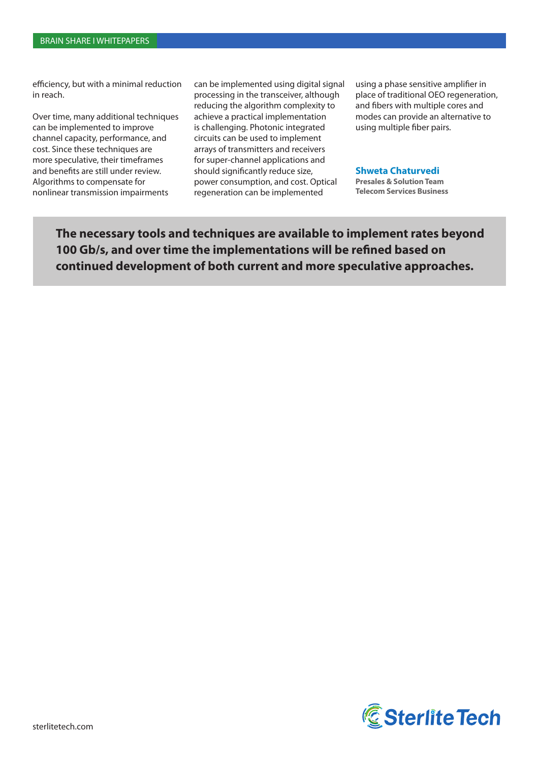efficiency, but with a minimal reduction in reach.

Over time, many additional techniques can be implemented to improve channel capacity, performance, and cost. Since these techniques are more speculative, their timeframes and benefits are still under review. Algorithms to compensate for nonlinear transmission impairments can be implemented using digital signal processing in the transceiver, although reducing the algorithm complexity to achieve a practical implementation is challenging. Photonic integrated circuits can be used to implement arrays of transmitters and receivers for super-channel applications and should significantly reduce size, power consumption, and cost. Optical regeneration can be implemented using a phase sensitive amplifier in place of traditional OEO regeneration, and fibers with multiple cores and modes can provide an alternative to using multiple fiber pairs.

**Shweta Chaturvedi**
**Presales & Solution Team**
**Telecom Services Business**

**The necessary tools and techniques are available to implement rates beyond 100 Gb/s, and over time the implementations will be refined based on continued development of both current and more speculative approaches.**